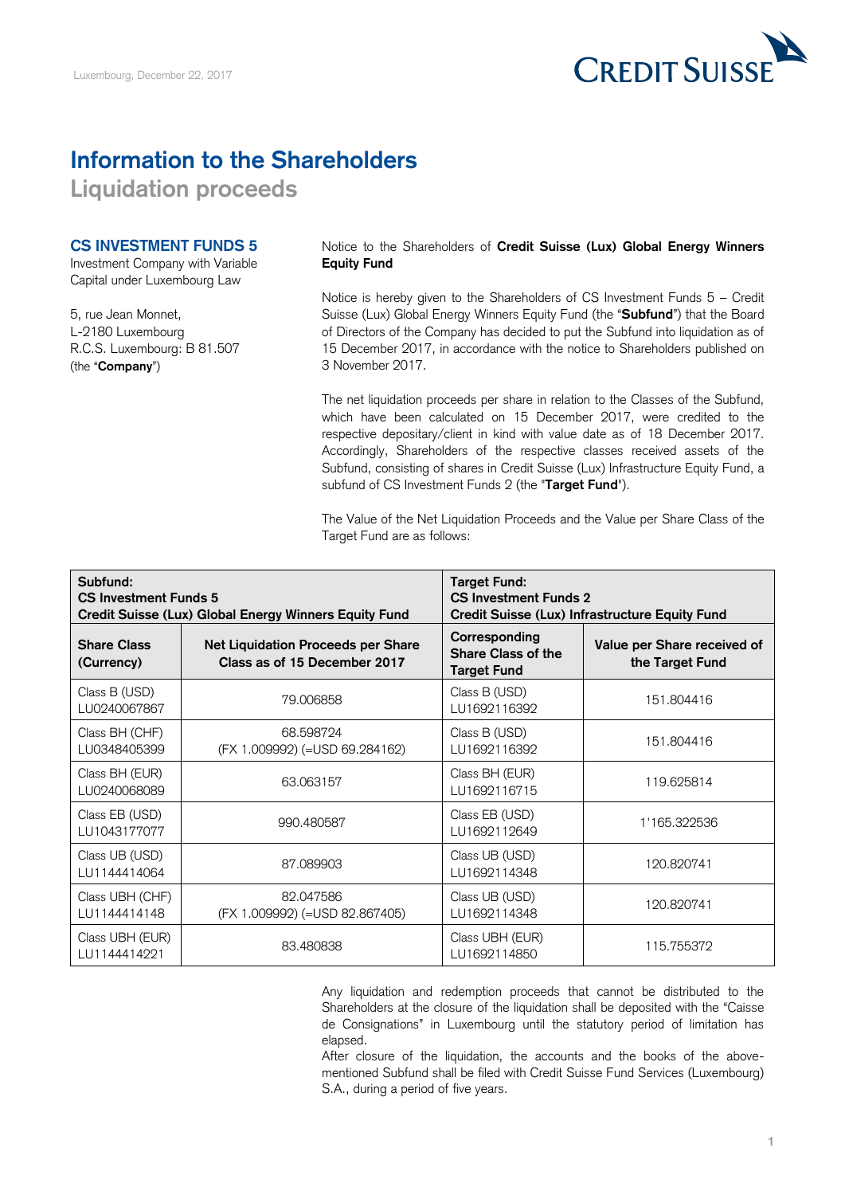Luxembourg, December 22, 2017

# Information to the Shareholders

## Liquidation proceeds

**CS INVESTMENT FUNDS 5**
Investment Company with Variable Capital under Luxembourg Law

5, rue Jean Monnet,
L-2180 Luxembourg
R.C.S. Luxembourg: B 81.507
(the "**Company**")

Notice to the Shareholders of **Credit Suisse (Lux) Global Energy Winners Equity Fund**

Notice is hereby given to the Shareholders of CS Investment Funds 5 – Credit Suisse (Lux) Global Energy Winners Equity Fund (the "**Subfund**") that the Board of Directors of the Company has decided to put the Subfund into liquidation as of 15 December 2017, in accordance with the notice to Shareholders published on 3 November 2017.

The net liquidation proceeds per share in relation to the Classes of the Subfund, which have been calculated on 15 December 2017, were credited to the respective depositary/client in kind with value date as of 18 December 2017. Accordingly, Shareholders of the respective classes received assets of the Subfund, consisting of shares in Credit Suisse (Lux) Infrastructure Equity Fund, a subfund of CS Investment Funds 2 (the "**Target Fund**").

The Value of the Net Liquidation Proceeds and the Value per Share Class of the Target Fund are as follows:

| **Subfund: CS Investment Funds 5 Credit Suisse (Lux) Global Energy Winners Equity Fund** | | **Target Fund: CS Investment Funds 2 Credit Suisse (Lux) Infrastructure Equity Fund** | |
|---|---|---|---|
| **Share Class (Currency)** | **Net Liquidation Proceeds per Share Class as of 15 December 2017** | **Corresponding Share Class of the Target Fund** | **Value per Share received of the Target Fund** |
| Class B (USD) LU0240067867 | 79.006858 | Class B (USD) LU1692116392 | 151.804416 |
| Class BH (CHF) LU0348405399 | 68.598724 (FX 1.009992) (=USD 69.284162) | Class B (USD) LU1692116392 | 151.804416 |
| Class BH (EUR) LU0240068089 | 63.063157 | Class BH (EUR) LU1692116715 | 119.625814 |
| Class EB (USD) LU1043177077 | 990.480587 | Class EB (USD) LU1692112649 | 1'165.322536 |
| Class UB (USD) LU1144414064 | 87.089903 | Class UB (USD) LU1692114348 | 120.820741 |
| Class UBH (CHF) LU1144414148 | 82.047586 (FX 1.009992) (=USD 82.867405) | Class UB (USD) LU1692114348 | 120.820741 |
| Class UBH (EUR) LU1144414221 | 83.480838 | Class UBH (EUR) LU1692114850 | 115.755372 |

Any liquidation and redemption proceeds that cannot be distributed to the Shareholders at the closure of the liquidation shall be deposited with the "Caisse de Consignations" in Luxembourg until the statutory period of limitation has elapsed.

After closure of the liquidation, the accounts and the books of the above-mentioned Subfund shall be filed with Credit Suisse Fund Services (Luxembourg) S.A., during a period of five years.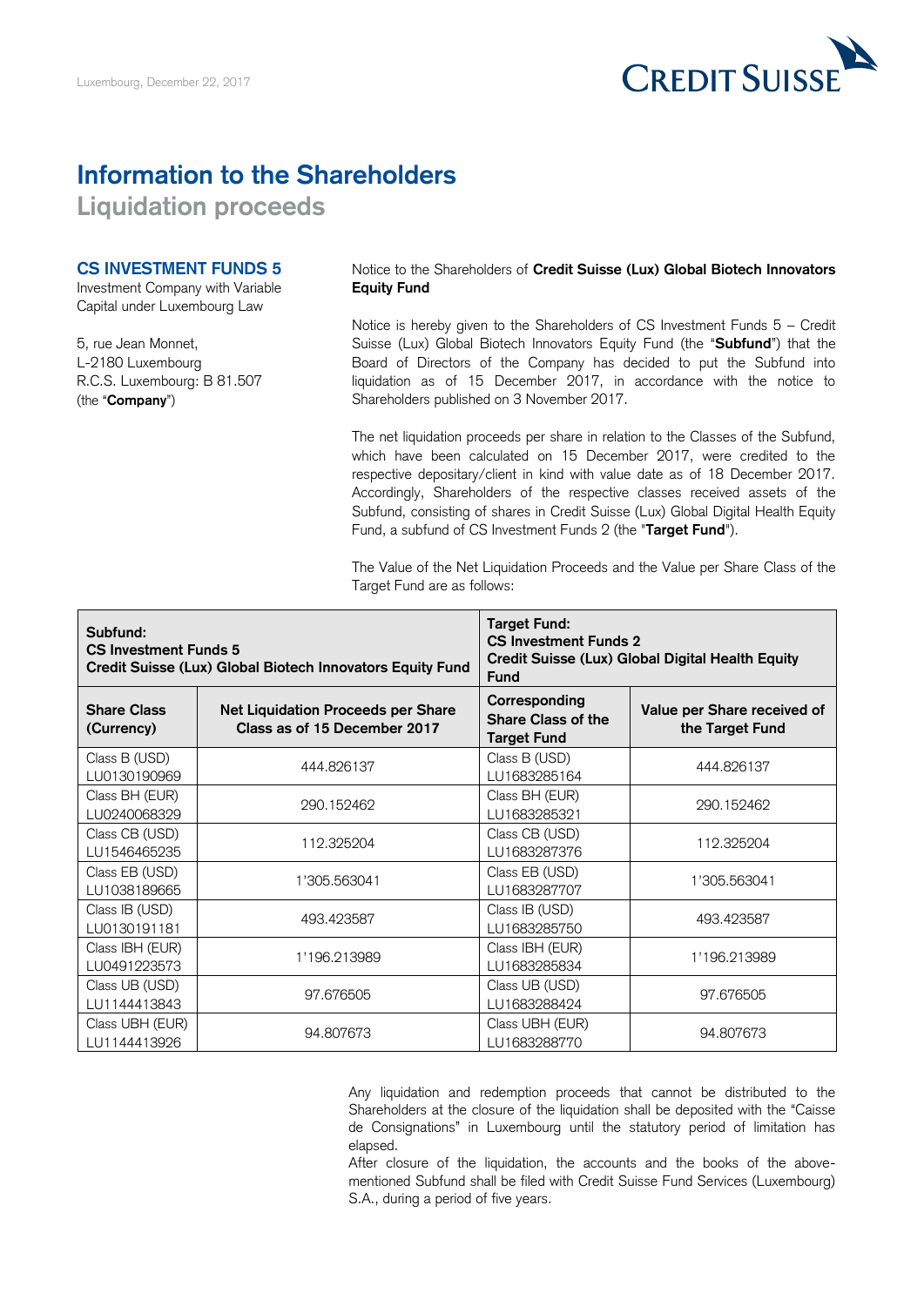Luxembourg, December 22, 2017

# Information to the Shareholders

## Liquidation proceeds

**CS INVESTMENT FUNDS 5**
Investment Company with Variable Capital under Luxembourg Law

5, rue Jean Monnet,
L-2180 Luxembourg
R.C.S. Luxembourg: B 81.507
(the "**Company**")

Notice to the Shareholders of **Credit Suisse (Lux) Global Biotech Innovators Equity Fund**

Notice is hereby given to the Shareholders of CS Investment Funds 5 – Credit Suisse (Lux) Global Biotech Innovators Equity Fund (the "**Subfund**") that the Board of Directors of the Company has decided to put the Subfund into liquidation as of 15 December 2017, in accordance with the notice to Shareholders published on 3 November 2017.

The net liquidation proceeds per share in relation to the Classes of the Subfund, which have been calculated on 15 December 2017, were credited to the respective depositary/client in kind with value date as of 18 December 2017. Accordingly, Shareholders of the respective classes received assets of the Subfund, consisting of shares in Credit Suisse (Lux) Global Digital Health Equity Fund, a subfund of CS Investment Funds 2 (the "**Target Fund**").

The Value of the Net Liquidation Proceeds and the Value per Share Class of the Target Fund are as follows:

| **Subfund: CS Investment Funds 5 Credit Suisse (Lux) Global Biotech Innovators Equity Fund** | | **Target Fund: CS Investment Funds 2 Credit Suisse (Lux) Global Digital Health Equity Fund** | |
|---|---|---|---|
| **Share Class (Currency)** | **Net Liquidation Proceeds per Share Class as of 15 December 2017** | **Corresponding Share Class of the Target Fund** | **Value per Share received of the Target Fund** |
| Class B (USD) LU0130190969 | 444.826137 | Class B (USD) LU1683285164 | 444.826137 |
| Class BH (EUR) LU0240068329 | 290.152462 | Class BH (EUR) LU1683285321 | 290.152462 |
| Class CB (USD) LU1546465235 | 112.325204 | Class CB (USD) LU1683287376 | 112.325204 |
| Class EB (USD) LU1038189665 | 1'305.563041 | Class EB (USD) LU1683287707 | 1'305.563041 |
| Class IB (USD) LU0130191181 | 493.423587 | Class IB (USD) LU1683285750 | 493.423587 |
| Class IBH (EUR) LU0491223573 | 1'196.213989 | Class IBH (EUR) LU1683285834 | 1'196.213989 |
| Class UB (USD) LU1144413843 | 97.676505 | Class UB (USD) LU1683288424 | 97.676505 |
| Class UBH (EUR) LU1144413926 | 94.807673 | Class UBH (EUR) LU1683288770 | 94.807673 |

Any liquidation and redemption proceeds that cannot be distributed to the Shareholders at the closure of the liquidation shall be deposited with the "Caisse de Consignations" in Luxembourg until the statutory period of limitation has elapsed.

After closure of the liquidation, the accounts and the books of the above-mentioned Subfund shall be filed with Credit Suisse Fund Services (Luxembourg) S.A., during a period of five years.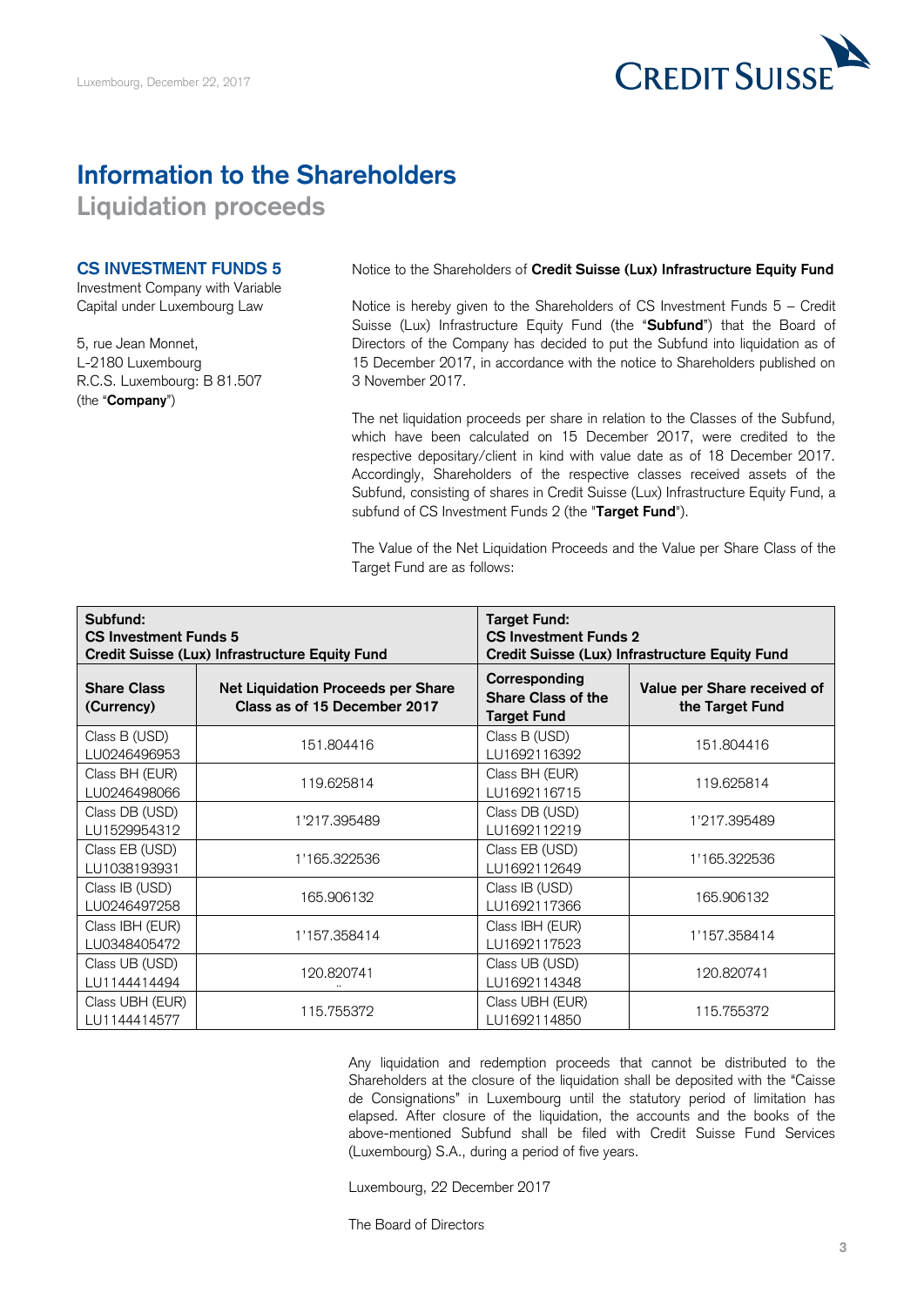Luxembourg, December 22, 2017

# Information to the Shareholders

## Liquidation proceeds

### CS INVESTMENT FUNDS 5

Investment Company with Variable Capital under Luxembourg Law

5, rue Jean Monnet,
L-2180 Luxembourg
R.C.S. Luxembourg: B 81.507
(the "**Company**")

Notice to the Shareholders of **Credit Suisse (Lux) Infrastructure Equity Fund**

Notice is hereby given to the Shareholders of CS Investment Funds 5 – Credit Suisse (Lux) Infrastructure Equity Fund (the "**Subfund**") that the Board of Directors of the Company has decided to put the Subfund into liquidation as of 15 December 2017, in accordance with the notice to Shareholders published on 3 November 2017.

The net liquidation proceeds per share in relation to the Classes of the Subfund, which have been calculated on 15 December 2017, were credited to the respective depositary/client in kind with value date as of 18 December 2017. Accordingly, Shareholders of the respective classes received assets of the Subfund, consisting of shares in Credit Suisse (Lux) Infrastructure Equity Fund, a subfund of CS Investment Funds 2 (the "**Target Fund**").

The Value of the Net Liquidation Proceeds and the Value per Share Class of the Target Fund are as follows:

| **Subfund: CS Investment Funds 5 Credit Suisse (Lux) Infrastructure Equity Fund** | | **Target Fund: CS Investment Funds 2 Credit Suisse (Lux) Infrastructure Equity Fund** | |
|---|---|---|---|
| **Share Class (Currency)** | **Net Liquidation Proceeds per Share Class as of 15 December 2017** | **Corresponding Share Class of the Target Fund** | **Value per Share received of the Target Fund** |
| Class B (USD) LU0246496953 | 151.804416 | Class B (USD) LU1692116392 | 151.804416 |
| Class BH (EUR) LU0246498066 | 119.625814 | Class BH (EUR) LU1692116715 | 119.625814 |
| Class DB (USD) LU1529954312 | 1'217.395489 | Class DB (USD) LU1692112219 | 1'217.395489 |
| Class EB (USD) LU1038193931 | 1'165.322536 | Class EB (USD) LU1692112649 | 1'165.322536 |
| Class IB (USD) LU0246497258 | 165.906132 | Class IB (USD) LU1692117366 | 165.906132 |
| Class IBH (EUR) LU0348405472 | 1'157.358414 | Class IBH (EUR) LU1692117523 | 1'157.358414 |
| Class UB (USD) LU1144414494 | 120.820741 | Class UB (USD) LU1692114348 | 120.820741 |
| Class UBH (EUR) LU1144414577 | 115.755372 | Class UBH (EUR) LU1692114850 | 115.755372 |

Any liquidation and redemption proceeds that cannot be distributed to the Shareholders at the closure of the liquidation shall be deposited with the "Caisse de Consignations" in Luxembourg until the statutory period of limitation has elapsed. After closure of the liquidation, the accounts and the books of the above-mentioned Subfund shall be filed with Credit Suisse Fund Services (Luxembourg) S.A., during a period of five years.

Luxembourg, 22 December 2017

The Board of Directors